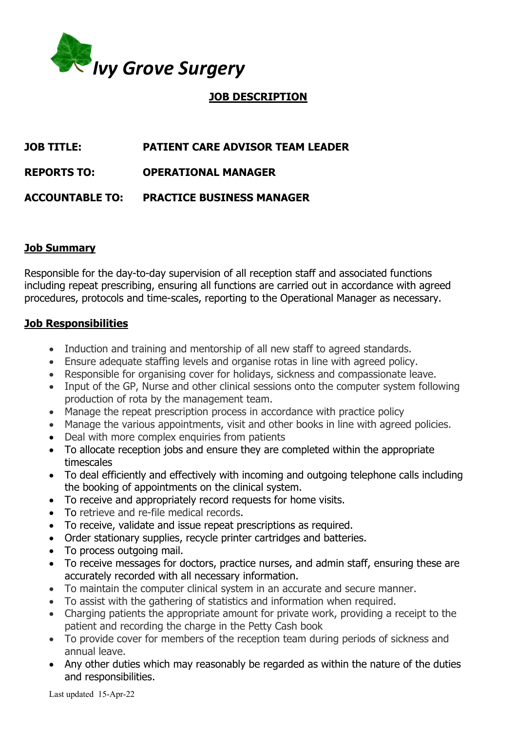# *Ivy Grove Surgery*

## JOB DESCRIPTION

**JOB TITLE:** PATIENT CARE ADVISOR TEAM LEADER

**REPORTS TO:** OPERATIONAL MANAGER

**ACCOUNTABLE TO:** PRACTICE BUSINESS MANAGER

### Job Summary

Responsible for the day-to-day supervision of all reception staff and associated functions including repeat prescribing, ensuring all functions are carried out in accordance with agreed procedures, protocols and time-scales, reporting to the Operational Manager as necessary.

### Job Responsibilities

- Induction and training and mentorship of all new staff to agreed standards.
- Ensure adequate staffing levels and organise rotas in line with agreed policy.
- Responsible for organising cover for holidays, sickness and compassionate leave.
- Input of the GP, Nurse and other clinical sessions onto the computer system following production of rota by the management team.
- Manage the repeat prescription process in accordance with practice policy
- Manage the various appointments, visit and other books in line with agreed policies.
- Deal with more complex enquiries from patients
- To allocate reception jobs and ensure they are completed within the appropriate timescales
- To deal efficiently and effectively with incoming and outgoing telephone calls including the booking of appointments on the clinical system.
- To receive and appropriately record requests for home visits.
- To retrieve and re-file medical records.
- To receive, validate and issue repeat prescriptions as required.
- Order stationary supplies, recycle printer cartridges and batteries.
- To process outgoing mail.
- To receive messages for doctors, practice nurses, and admin staff, ensuring these are accurately recorded with all necessary information.
- To maintain the computer clinical system in an accurate and secure manner.
- To assist with the gathering of statistics and information when required.
- Charging patients the appropriate amount for private work, providing a receipt to the patient and recording the charge in the Petty Cash book
- To provide cover for members of the reception team during periods of sickness and annual leave.
- Any other duties which may reasonably be regarded as within the nature of the duties and responsibilities.

Last updated 15-Apr-22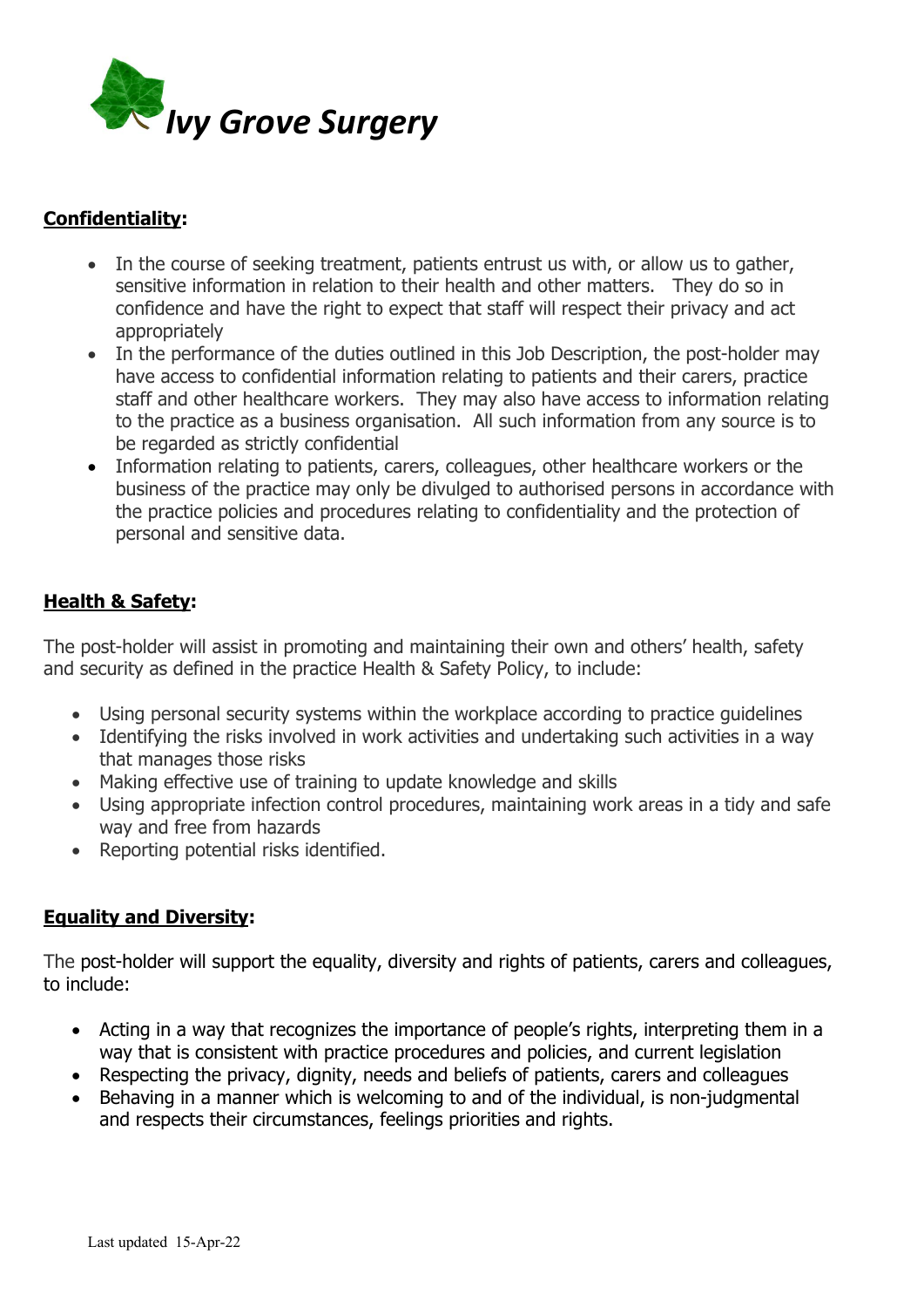## Confidentiality:

- In the course of seeking treatment, patients entrust us with, or allow us to gather, sensitive information in relation to their health and other matters. They do so in confidence and have the right to expect that staff will respect their privacy and act appropriately
- In the performance of the duties outlined in this Job Description, the post-holder may have access to confidential information relating to patients and their carers, practice staff and other healthcare workers. They may also have access to information relating to the practice as a business organisation. All such information from any source is to be regarded as strictly confidential
- Information relating to patients, carers, colleagues, other healthcare workers or the business of the practice may only be divulged to authorised persons in accordance with the practice policies and procedures relating to confidentiality and the protection of personal and sensitive data.

## Health & Safety:

The post-holder will assist in promoting and maintaining their own and others' health, safety and security as defined in the practice Health & Safety Policy, to include:

- Using personal security systems within the workplace according to practice guidelines
- Identifying the risks involved in work activities and undertaking such activities in a way that manages those risks
- Making effective use of training to update knowledge and skills
- Using appropriate infection control procedures, maintaining work areas in a tidy and safe way and free from hazards
- Reporting potential risks identified.

## Equality and Diversity:

The post-holder will support the equality, diversity and rights of patients, carers and colleagues, to include:

- Acting in a way that recognizes the importance of people's rights, interpreting them in a way that is consistent with practice procedures and policies, and current legislation
- Respecting the privacy, dignity, needs and beliefs of patients, carers and colleagues
- Behaving in a manner which is welcoming to and of the individual, is non-judgmental and respects their circumstances, feelings priorities and rights.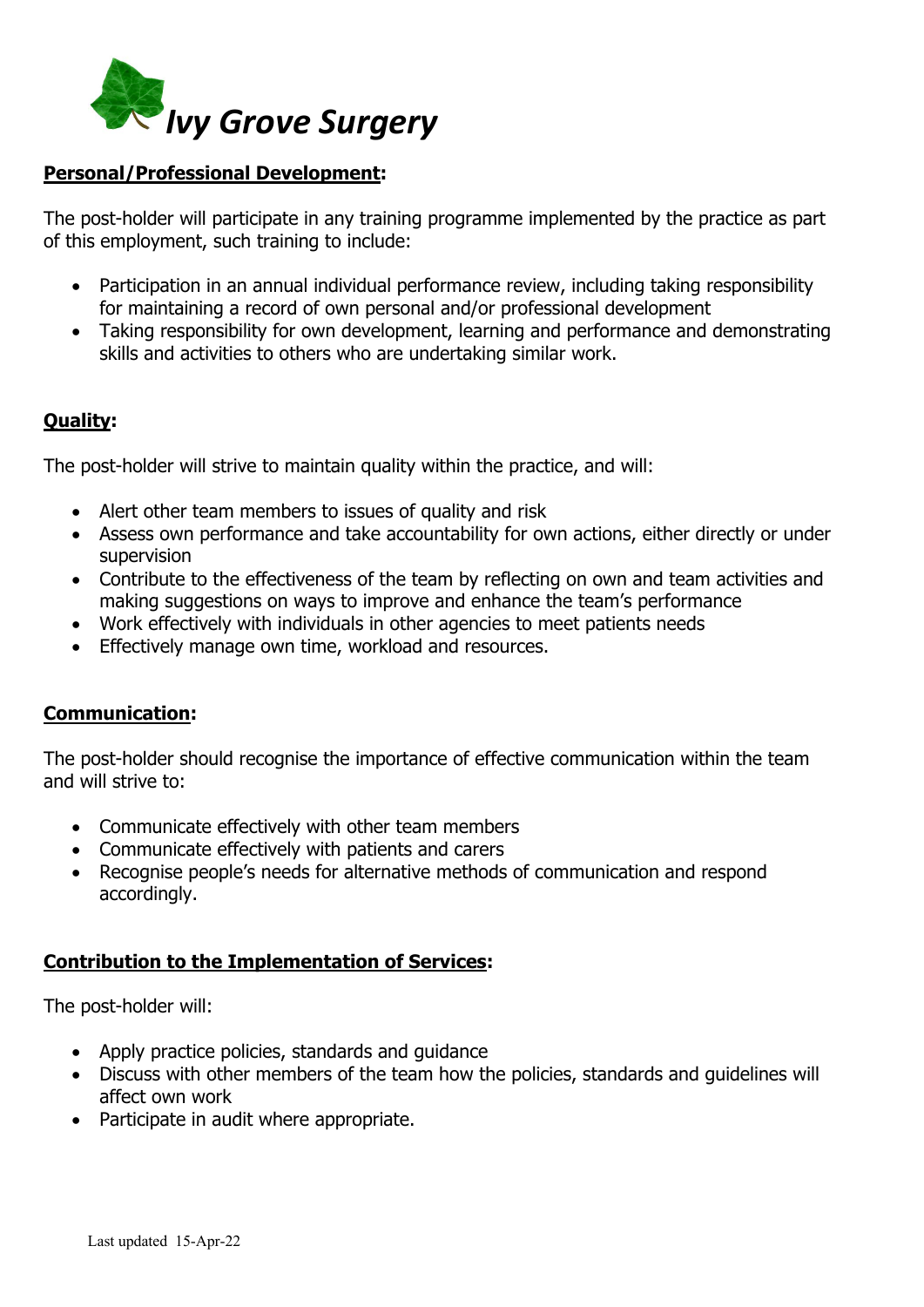*Ivy Grove Surgery*

**Personal/Professional Development:**

The post-holder will participate in any training programme implemented by the practice as part of this employment, such training to include:

- Participation in an annual individual performance review, including taking responsibility for maintaining a record of own personal and/or professional development
- Taking responsibility for own development, learning and performance and demonstrating skills and activities to others who are undertaking similar work.

**Quality:**

The post-holder will strive to maintain quality within the practice, and will:

- Alert other team members to issues of quality and risk
- Assess own performance and take accountability for own actions, either directly or under supervision
- Contribute to the effectiveness of the team by reflecting on own and team activities and making suggestions on ways to improve and enhance the team's performance
- Work effectively with individuals in other agencies to meet patients needs
- Effectively manage own time, workload and resources.

**Communication:**

The post-holder should recognise the importance of effective communication within the team and will strive to:

- Communicate effectively with other team members
- Communicate effectively with patients and carers
- Recognise people's needs for alternative methods of communication and respond accordingly.

**Contribution to the Implementation of Services:**

The post-holder will:

- Apply practice policies, standards and guidance
- Discuss with other members of the team how the policies, standards and guidelines will affect own work
- Participate in audit where appropriate.

Last updated 15-Apr-22